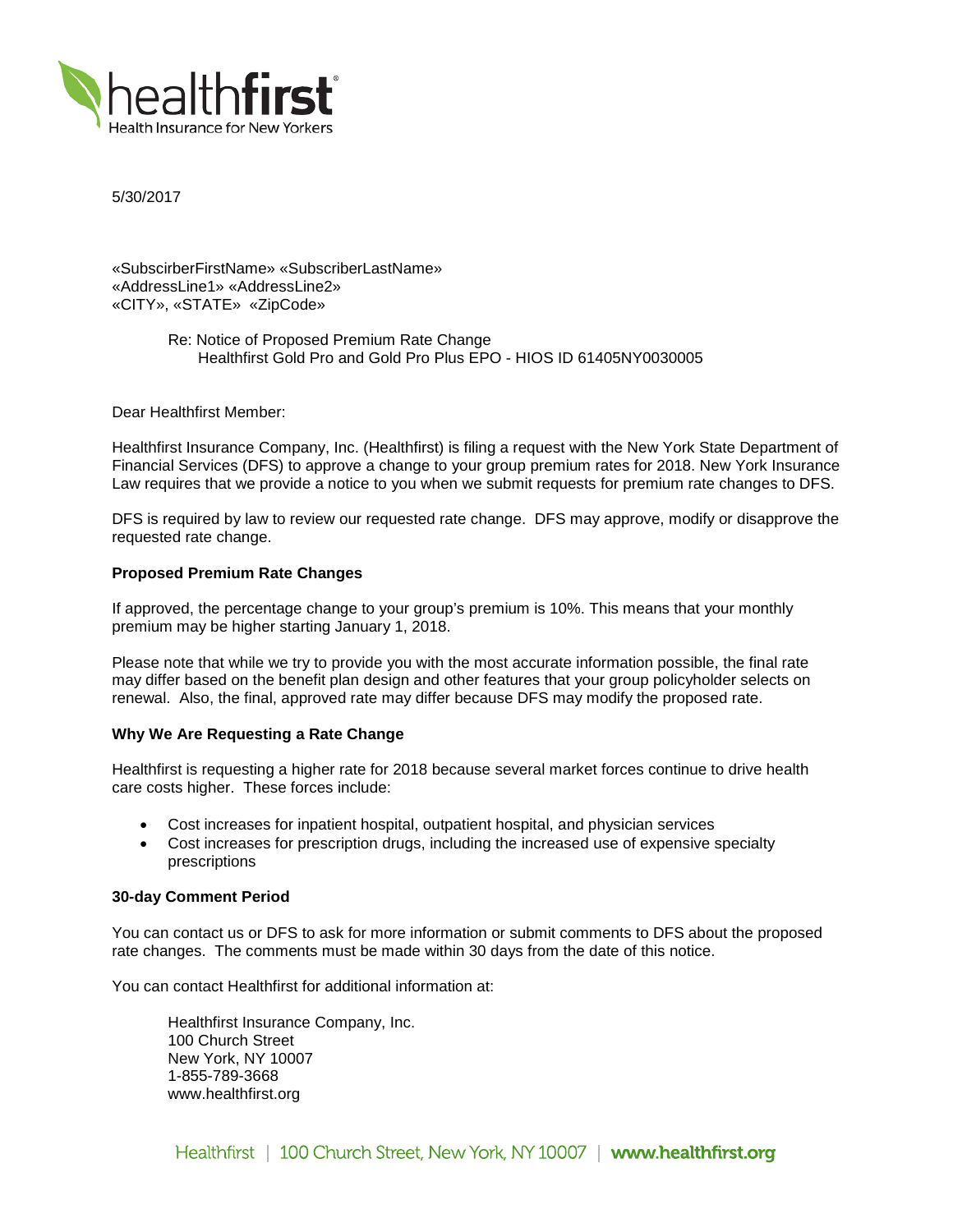healthfirst
Health Insurance for New Yorkers

5/30/2017

«SubscirberFirstName» «SubscriberLastName»
«AddressLine1» «AddressLine2»
«CITY», «STATE» «ZipCode»

Re: Notice of Proposed Premium Rate Change
Healthfirst Gold Pro and Gold Pro Plus EPO - HIOS ID 61405NY0030005

Dear Healthfirst Member:

Healthfirst Insurance Company, Inc. (Healthfirst) is filing a request with the New York State Department of Financial Services (DFS) to approve a change to your group premium rates for 2018. New York Insurance Law requires that we provide a notice to you when we submit requests for premium rate changes to DFS.

DFS is required by law to review our requested rate change. DFS may approve, modify or disapprove the requested rate change.

**Proposed Premium Rate Changes**

If approved, the percentage change to your group's premium is 10%. This means that your monthly premium may be higher starting January 1, 2018.

Please note that while we try to provide you with the most accurate information possible, the final rate may differ based on the benefit plan design and other features that your group policyholder selects on renewal. Also, the final, approved rate may differ because DFS may modify the proposed rate.

**Why We Are Requesting a Rate Change**

Healthfirst is requesting a higher rate for 2018 because several market forces continue to drive health care costs higher. These forces include:

- Cost increases for inpatient hospital, outpatient hospital, and physician services
- Cost increases for prescription drugs, including the increased use of expensive specialty prescriptions

**30-day Comment Period**

You can contact us or DFS to ask for more information or submit comments to DFS about the proposed rate changes. The comments must be made within 30 days from the date of this notice.

You can contact Healthfirst for additional information at:

Healthfirst Insurance Company, Inc.
100 Church Street
New York, NY 10007
1-855-789-3668
www.healthfirst.org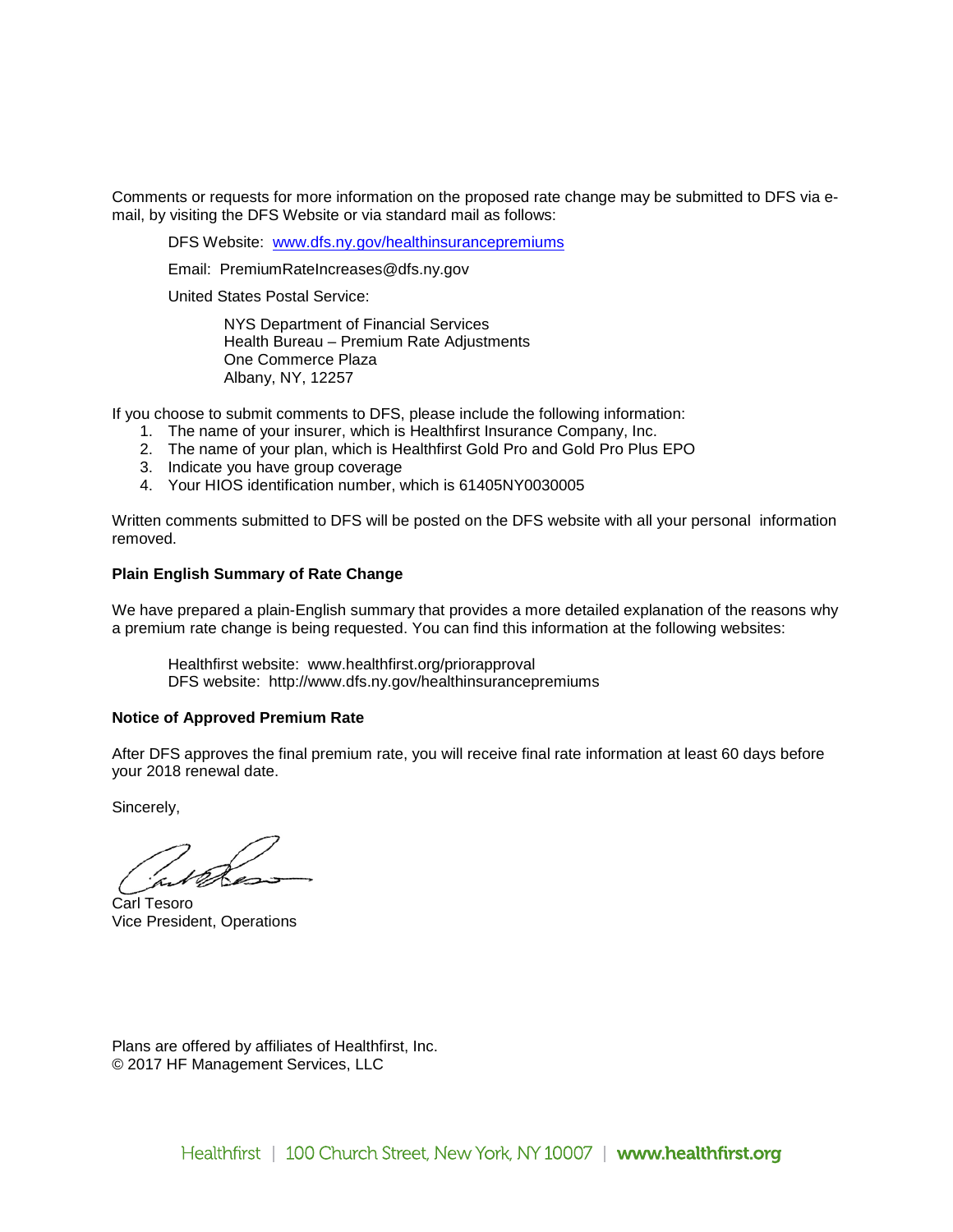Comments or requests for more information on the proposed rate change may be submitted to DFS via e-mail, by visiting the DFS Website or via standard mail as follows:

DFS Website: www.dfs.ny.gov/healthinsurancepremiums

Email: PremiumRateIncreases@dfs.ny.gov

United States Postal Service:

NYS Department of Financial Services
Health Bureau – Premium Rate Adjustments
One Commerce Plaza
Albany, NY, 12257

If you choose to submit comments to DFS, please include the following information:

1. The name of your insurer, which is Healthfirst Insurance Company, Inc.
2. The name of your plan, which is Healthfirst Gold Pro and Gold Pro Plus EPO
3. Indicate you have group coverage
4. Your HIOS identification number, which is 61405NY0030005

Written comments submitted to DFS will be posted on the DFS website with all your personal information removed.

**Plain English Summary of Rate Change**

We have prepared a plain-English summary that provides a more detailed explanation of the reasons why a premium rate change is being requested. You can find this information at the following websites:

Healthfirst website: www.healthfirst.org/priorapproval
DFS website: http://www.dfs.ny.gov/healthinsurancepremiums

**Notice of Approved Premium Rate**

After DFS approves the final premium rate, you will receive final rate information at least 60 days before your 2018 renewal date.

Sincerely,

Carl Tesoro
Vice President, Operations

Plans are offered by affiliates of Healthfirst, Inc.
© 2017 HF Management Services, LLC

Healthfirst | 100 Church Street, New York, NY 10007 | www.healthfirst.org